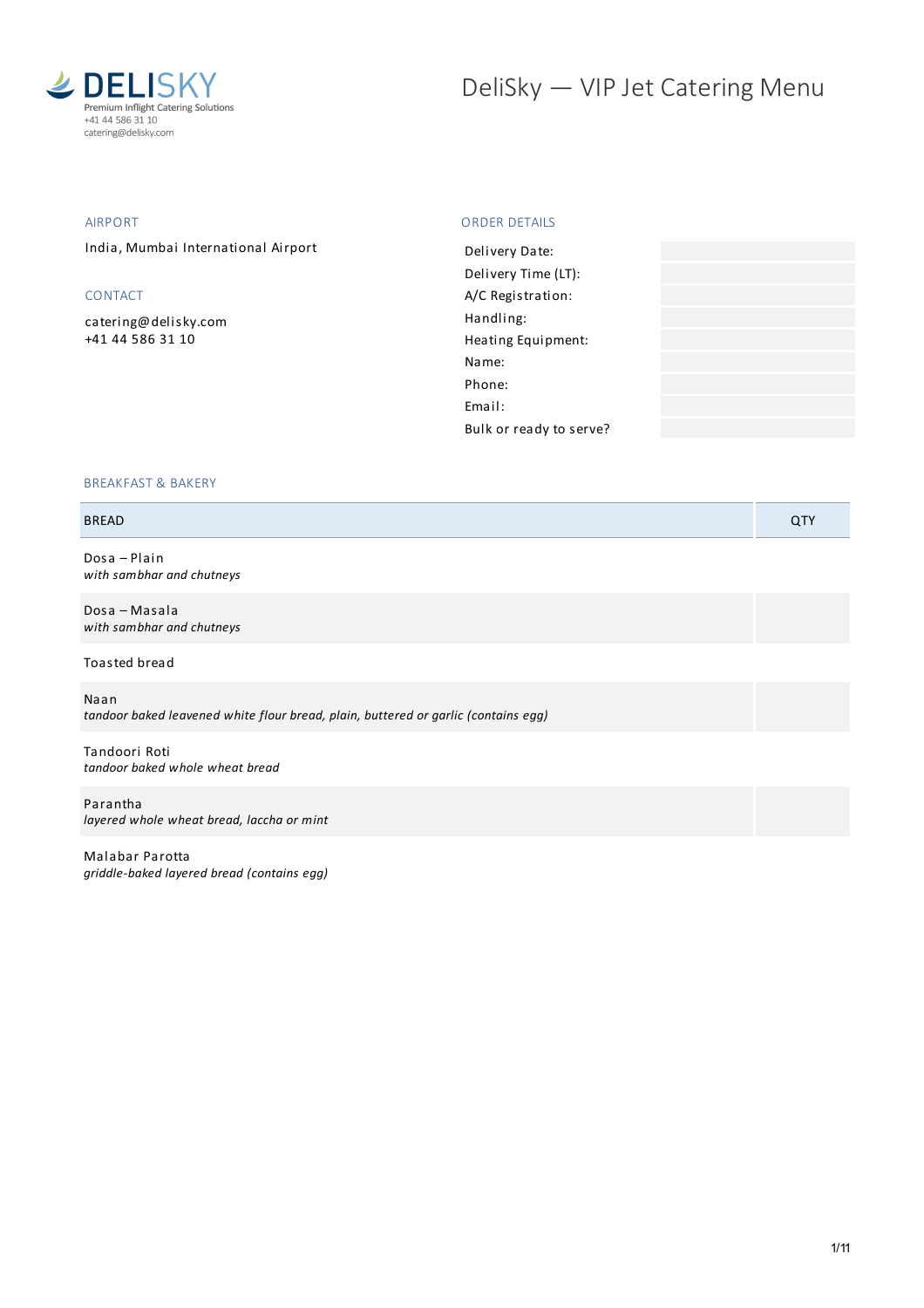DELISKY
Premium Inflight Catering Solutions
+41 44 586 31 10
catering@delisky.com

# DeliSky — VIP Jet Catering Menu

## AIRPORT

India, Mumbai International Airport

## CONTACT

catering@delisky.com
+41 44 586 31 10

## ORDER DETAILS

| | |
|---|---|
| Delivery Date: | |
| Delivery Time (LT): | |
| A/C Registration: | |
| Handling: | |
| Heating Equipment: | |
| Name: | |
| Phone: | |
| Email: | |
| Bulk or ready to serve? | |

## BREAKFAST & BAKERY

| BREAD | QTY |
|---|---|
| Dosa – Plain<br>*with sambhar and chutneys* | |
| Dosa – Masala<br>*with sambhar and chutneys* | |
| Toasted bread | |
| Naan<br>*tandoor baked leavened white flour bread, plain, buttered or garlic (contains egg)* | |
| Tandoori Roti<br>*tandoor baked whole wheat bread* | |
| Parantha<br>*layered whole wheat bread, laccha or mint* | |
| Malabar Parotta<br>*griddle-baked layered bread (contains egg)* | |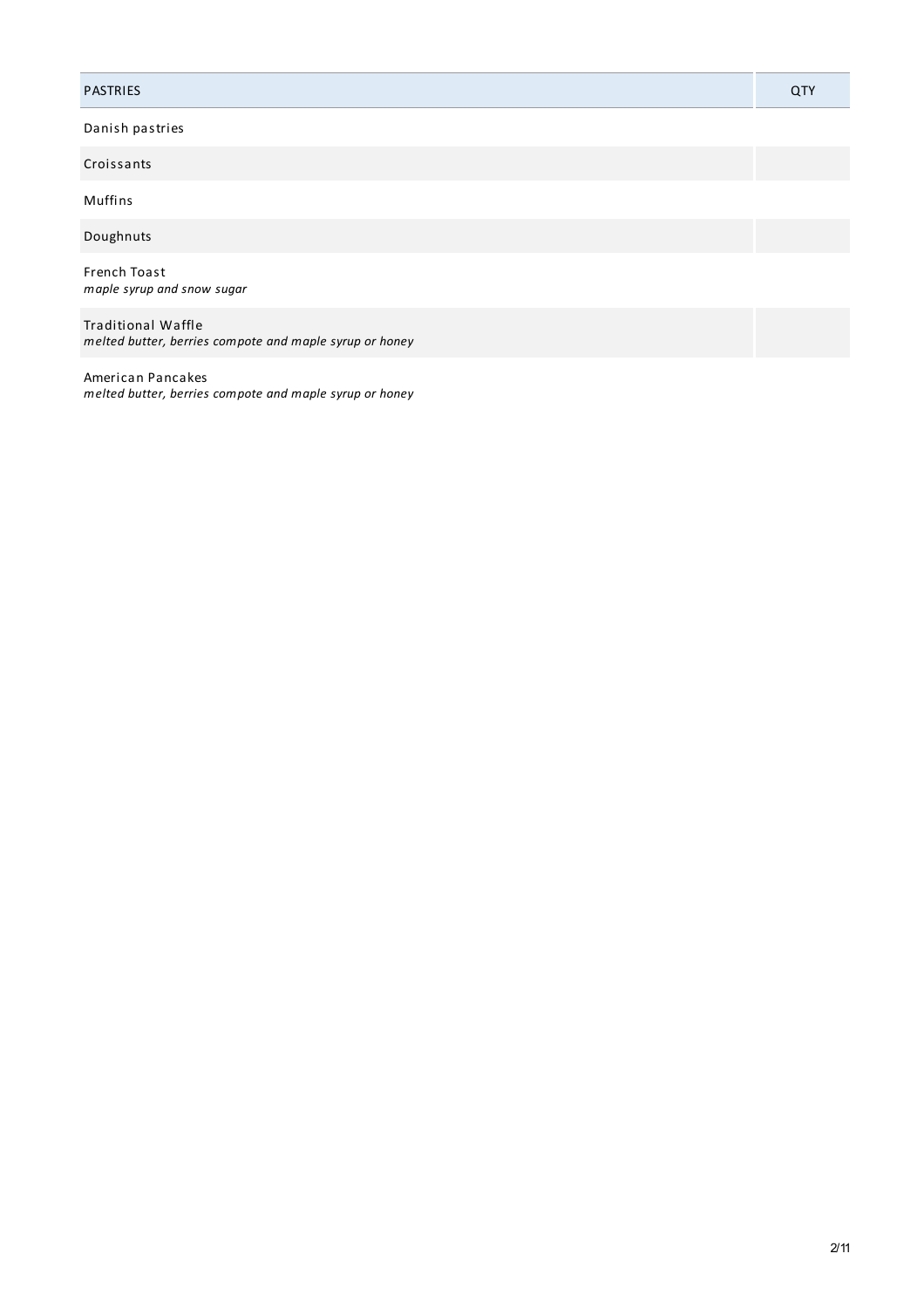| PASTRIES | QTY |
| --- | --- |
| Danish pastries | |
| Croissants | |
| Muffins | |
| Doughnuts | |
| French Toast<br>*maple syrup and snow sugar* | |
| Traditional Waffle<br>*melted butter, berries compote and maple syrup or honey* | |
| American Pancakes<br>*melted butter, berries compote and maple syrup or honey* | |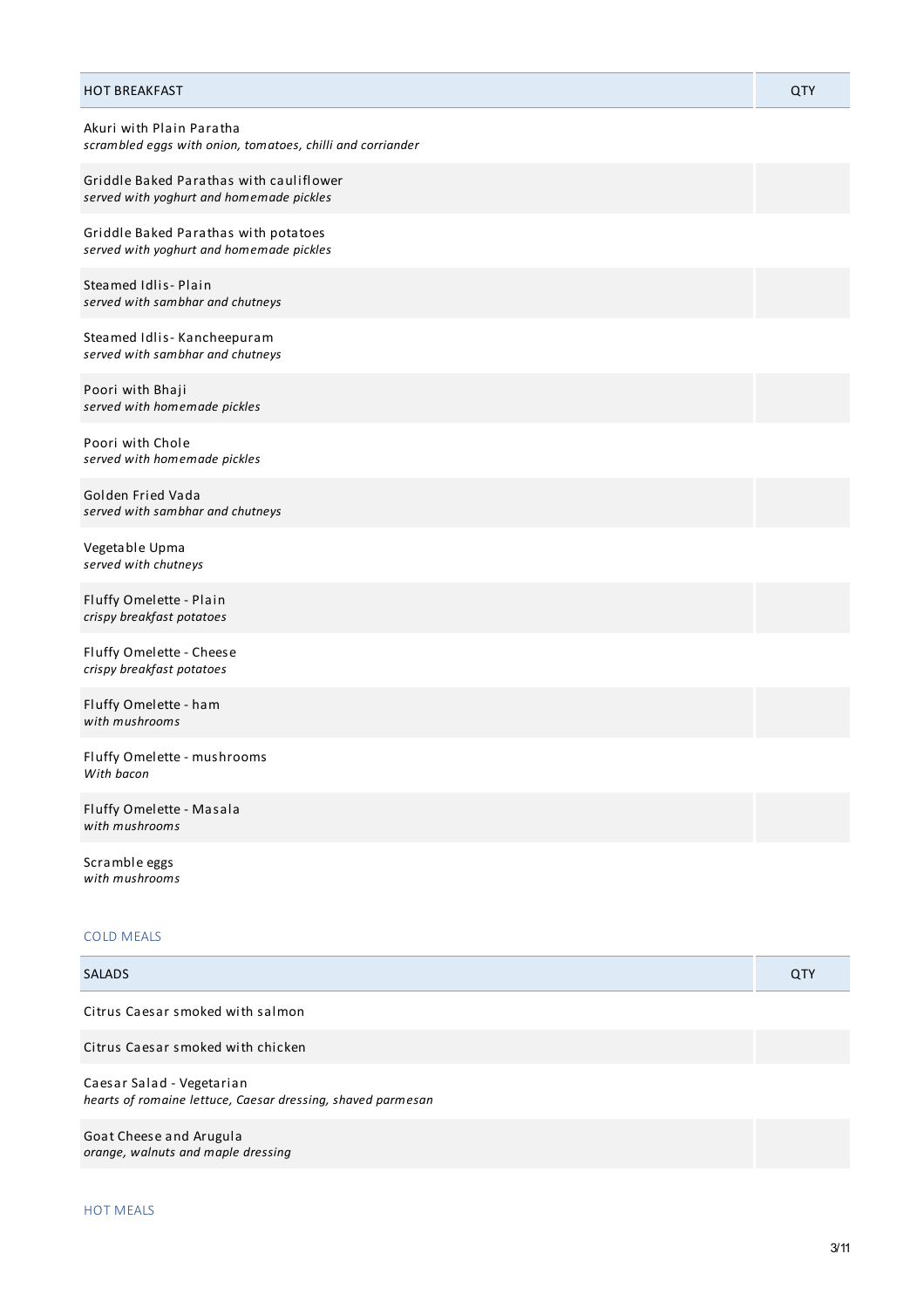| HOT BREAKFAST | QTY |
|---|---|
| Akuri with Plain Paratha<br>*scrambled eggs with onion, tomatoes, chilli and corriander* | |
| Griddle Baked Parathas with cauliflower<br>*served with yoghurt and homemade pickles* | |
| Griddle Baked Parathas with potatoes<br>*served with yoghurt and homemade pickles* | |
| Steamed Idlis- Plain<br>*served with sambhar and chutneys* | |
| Steamed Idlis- Kancheepuram<br>*served with sambhar and chutneys* | |
| Poori with Bhaji<br>*served with homemade pickles* | |
| Poori with Chole<br>*served with homemade pickles* | |
| Golden Fried Vada<br>*served with sambhar and chutneys* | |
| Vegetable Upma<br>*served with chutneys* | |
| Fluffy Omelette - Plain<br>*crispy breakfast potatoes* | |
| Fluffy Omelette - Cheese<br>*crispy breakfast potatoes* | |
| Fluffy Omelette - ham<br>*with mushrooms* | |
| Fluffy Omelette - mushrooms<br>*With bacon* | |
| Fluffy Omelette - Masala<br>*with mushrooms* | |
| Scramble eggs<br>*with mushrooms* | |

## COLD MEALS

| SALADS | QTY |
|---|---|
| Citrus Caesar smoked with salmon | |
| Citrus Caesar smoked with chicken | |
| Caesar Salad - Vegetarian<br>*hearts of romaine lettuce, Caesar dressing, shaved parmesan* | |
| Goat Cheese and Arugula<br>*orange, walnuts and maple dressing* | |

## HOT MEALS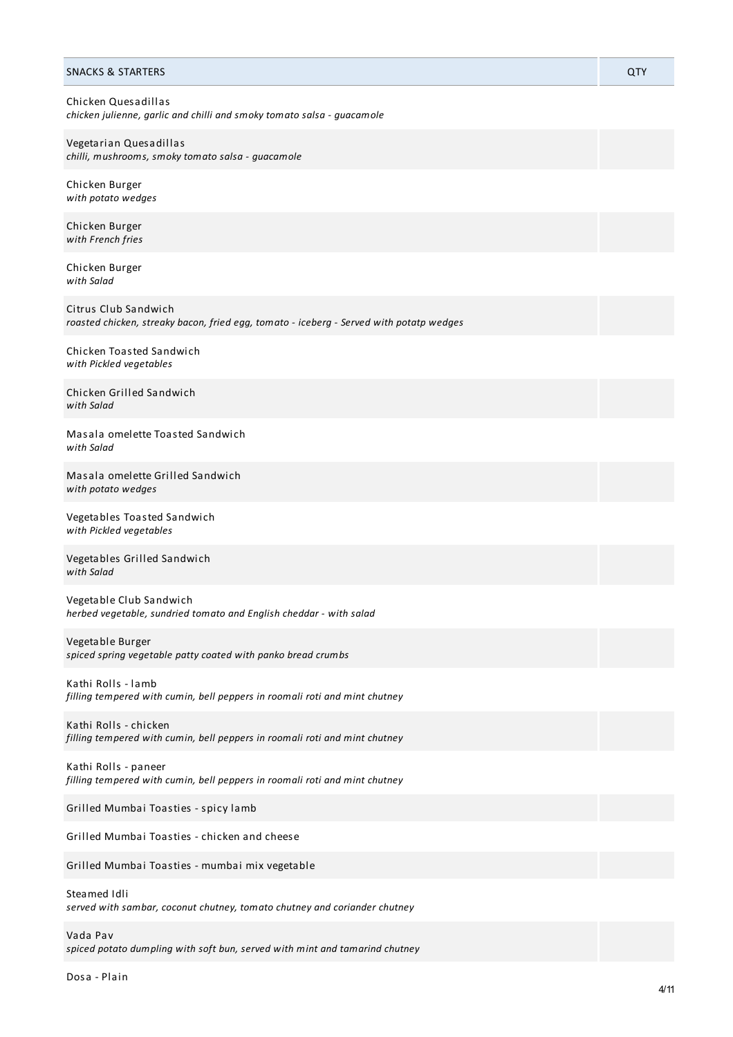| SNACKS & STARTERS | QTY |
| --- | --- |
| Chicken Quesadillas<br>*chicken julienne, garlic and chilli and smoky tomato salsa - guacamole* | |
| Vegetarian Quesadillas<br>*chilli, mushrooms, smoky tomato salsa - guacamole* | |
| Chicken Burger<br>*with potato wedges* | |
| Chicken Burger<br>*with French fries* | |
| Chicken Burger<br>*with Salad* | |
| Citrus Club Sandwich<br>*roasted chicken, streaky bacon, fried egg, tomato - iceberg - Served with potatp wedges* | |
| Chicken Toasted Sandwich<br>*with Pickled vegetables* | |
| Chicken Grilled Sandwich<br>*with Salad* | |
| Masala omelette Toasted Sandwich<br>*with Salad* | |
| Masala omelette Grilled Sandwich<br>*with potato wedges* | |
| Vegetables Toasted Sandwich<br>*with Pickled vegetables* | |
| Vegetables Grilled Sandwich<br>*with Salad* | |
| Vegetable Club Sandwich<br>*herbed vegetable, sundried tomato and English cheddar - with salad* | |
| Vegetable Burger<br>*spiced spring vegetable patty coated with panko bread crumbs* | |
| Kathi Rolls - lamb<br>*filling tempered with cumin, bell peppers in roomali roti and mint chutney* | |
| Kathi Rolls - chicken<br>*filling tempered with cumin, bell peppers in roomali roti and mint chutney* | |
| Kathi Rolls - paneer<br>*filling tempered with cumin, bell peppers in roomali roti and mint chutney* | |
| Grilled Mumbai Toasties - spicy lamb | |
| Grilled Mumbai Toasties - chicken and cheese | |
| Grilled Mumbai Toasties - mumbai mix vegetable | |
| Steamed Idli<br>*served with sambar, coconut chutney, tomato chutney and coriander chutney* | |
| Vada Pav<br>*spiced potato dumpling with soft bun, served with mint and tamarind chutney* | |
| Dosa - Plain | |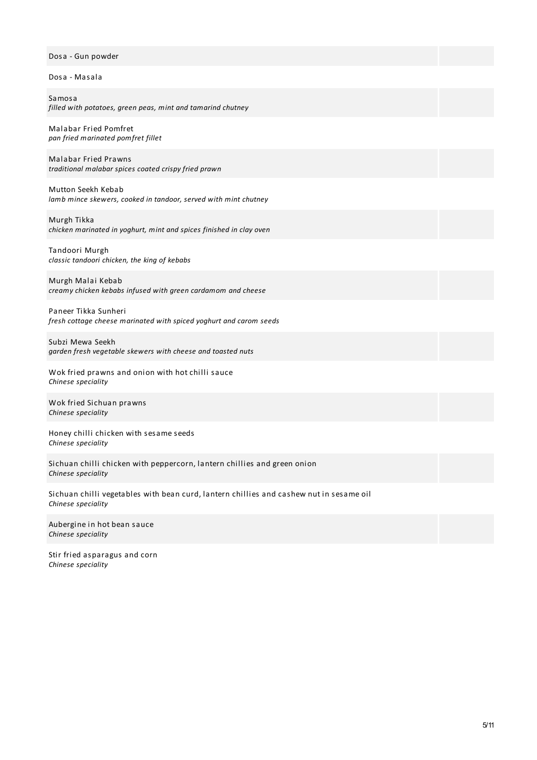Dosa - Gun powder

Dosa - Masala

Samosa
*filled with potatoes, green peas, mint and tamarind chutney*

Malabar Fried Pomfret
*pan fried marinated pomfret fillet*

Malabar Fried Prawns
*traditional malabar spices coated crispy fried prawn*

Mutton Seekh Kebab
*lamb mince skewers, cooked in tandoor, served with mint chutney*

Murgh Tikka
*chicken marinated in yoghurt, mint and spices finished in clay oven*

Tandoori Murgh
*classic tandoori chicken, the king of kebabs*

Murgh Malai Kebab
*creamy chicken kebabs infused with green cardamom and cheese*

Paneer Tikka Sunheri
*fresh cottage cheese marinated with spiced yoghurt and carom seeds*

Subzi Mewa Seekh
*garden fresh vegetable skewers with cheese and toasted nuts*

Wok fried prawns and onion with hot chilli sauce
*Chinese speciality*

Wok fried Sichuan prawns
*Chinese speciality*

Honey chilli chicken with sesame seeds
*Chinese speciality*

Sichuan chilli chicken with peppercorn, lantern chillies and green onion
*Chinese speciality*

Sichuan chilli vegetables with bean curd, lantern chillies and cashew nut in sesame oil
*Chinese speciality*

Aubergine in hot bean sauce
*Chinese speciality*

Stir fried asparagus and corn
*Chinese speciality*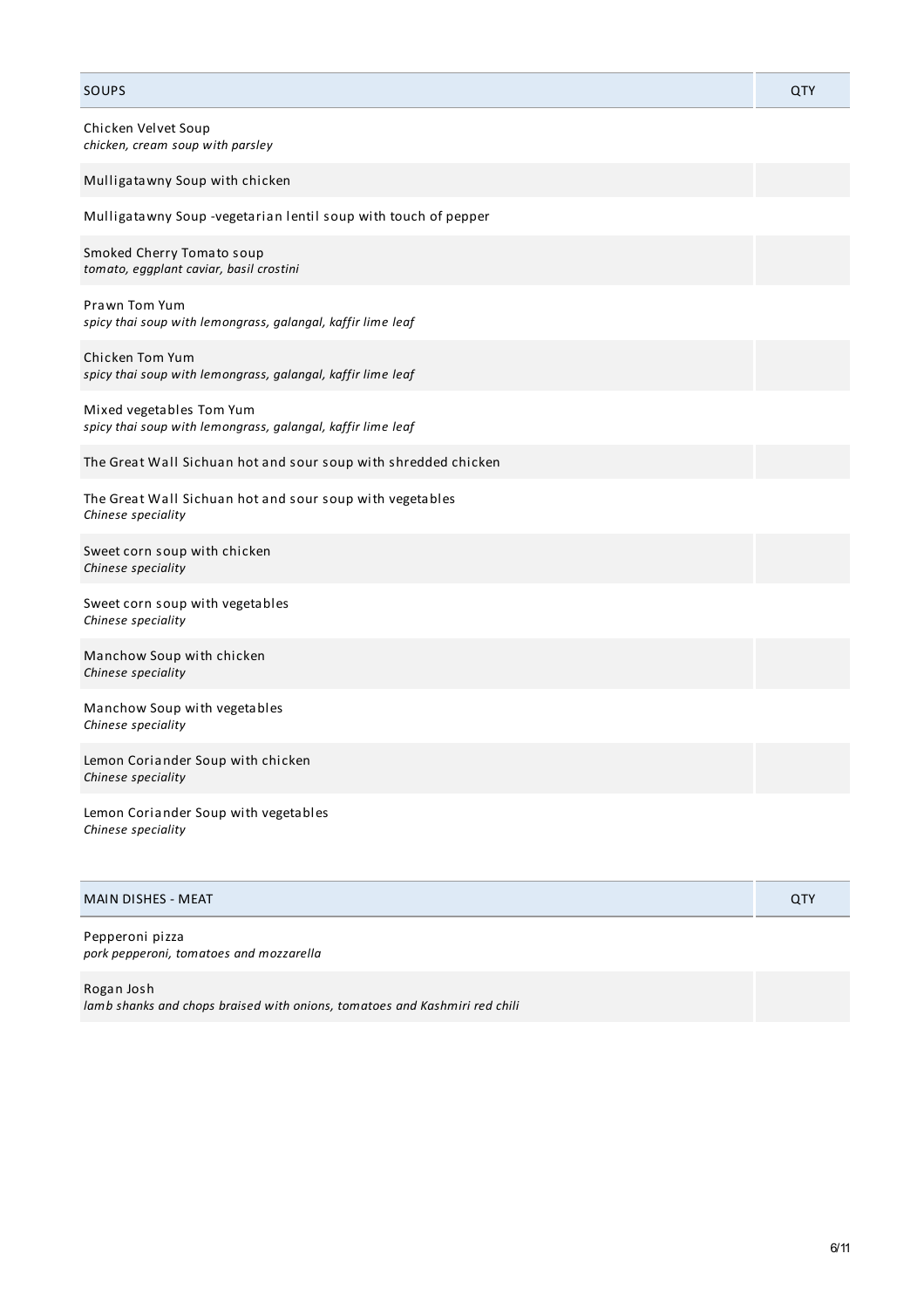| SOUPS | QTY |
|---|---|
| Chicken Velvet Soup<br>*chicken, cream soup with parsley* | |
| Mulligatawny Soup with chicken | |
| Mulligatawny Soup -vegetarian lentil soup with touch of pepper | |
| Smoked Cherry Tomato soup<br>*tomato, eggplant caviar, basil crostini* | |
| Prawn Tom Yum<br>*spicy thai soup with lemongrass, galangal, kaffir lime leaf* | |
| Chicken Tom Yum<br>*spicy thai soup with lemongrass, galangal, kaffir lime leaf* | |
| Mixed vegetables Tom Yum<br>*spicy thai soup with lemongrass, galangal, kaffir lime leaf* | |
| The Great Wall Sichuan hot and sour soup with shredded chicken | |
| The Great Wall Sichuan hot and sour soup with vegetables<br>*Chinese speciality* | |
| Sweet corn soup with chicken<br>*Chinese speciality* | |
| Sweet corn soup with vegetables<br>*Chinese speciality* | |
| Manchow Soup with chicken<br>*Chinese speciality* | |
| Manchow Soup with vegetables<br>*Chinese speciality* | |
| Lemon Coriander Soup with chicken<br>*Chinese speciality* | |
| Lemon Coriander Soup with vegetables<br>*Chinese speciality* | |

| MAIN DISHES - MEAT | QTY |
|---|---|
| Pepperoni pizza<br>*pork pepperoni, tomatoes and mozzarella* | |
| Rogan Josh<br>*lamb shanks and chops braised with onions, tomatoes and Kashmiri red chili* | |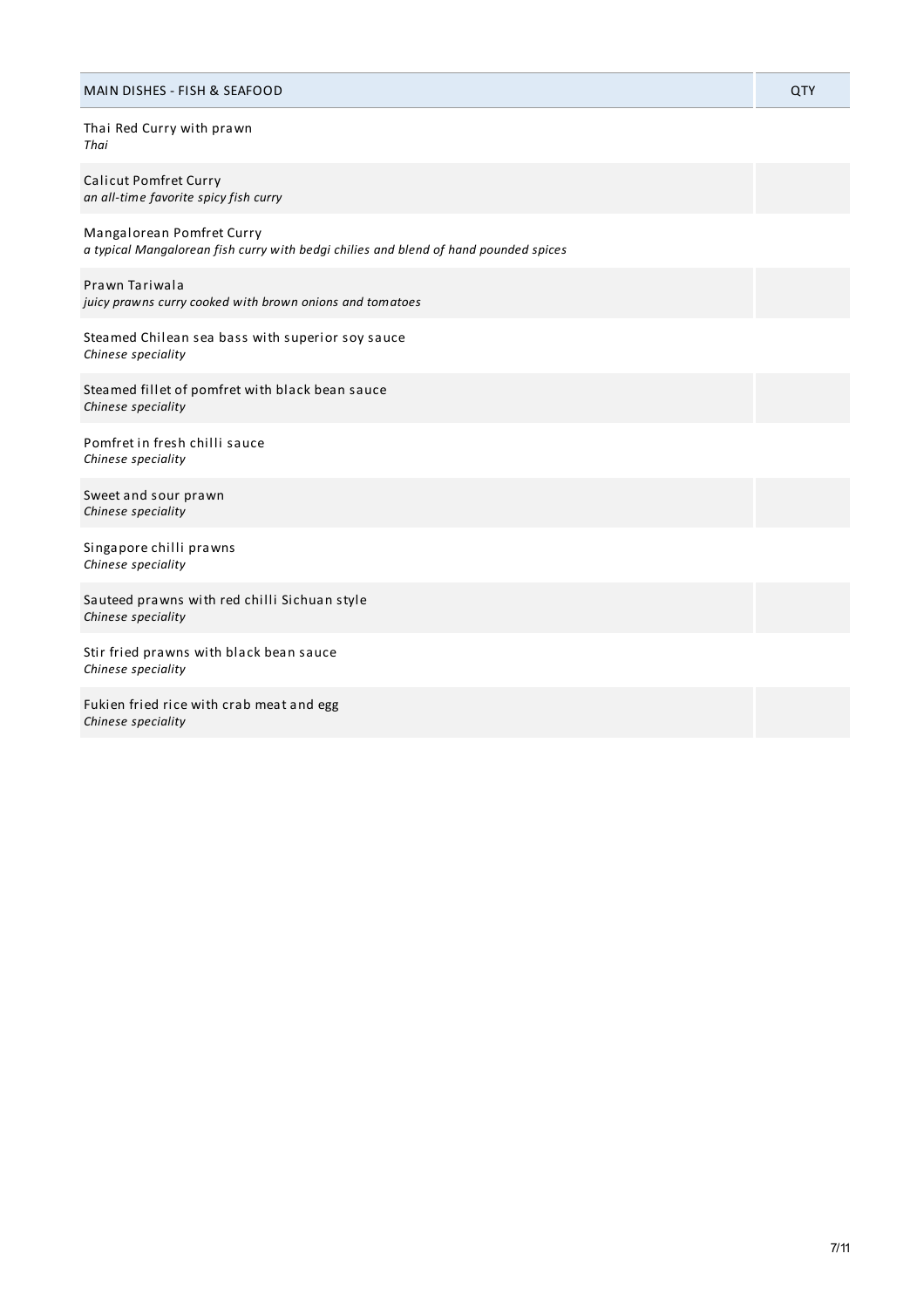| MAIN DISHES - FISH & SEAFOOD | QTY |
| --- | --- |
| Thai Red Curry with prawn<br>*Thai* | |
| Calicut Pomfret Curry<br>*an all-time favorite spicy fish curry* | |
| Mangalorean Pomfret Curry<br>*a typical Mangalorean fish curry with bedgi chilies and blend of hand pounded spices* | |
| Prawn Tariwala<br>*juicy prawns curry cooked with brown onions and tomatoes* | |
| Steamed Chilean sea bass with superior soy sauce<br>*Chinese speciality* | |
| Steamed fillet of pomfret with black bean sauce<br>*Chinese speciality* | |
| Pomfret in fresh chilli sauce<br>*Chinese speciality* | |
| Sweet and sour prawn<br>*Chinese speciality* | |
| Singapore chilli prawns<br>*Chinese speciality* | |
| Sauteed prawns with red chilli Sichuan style<br>*Chinese speciality* | |
| Stir fried prawns with black bean sauce<br>*Chinese speciality* | |
| Fukien fried rice with crab meat and egg<br>*Chinese speciality* | |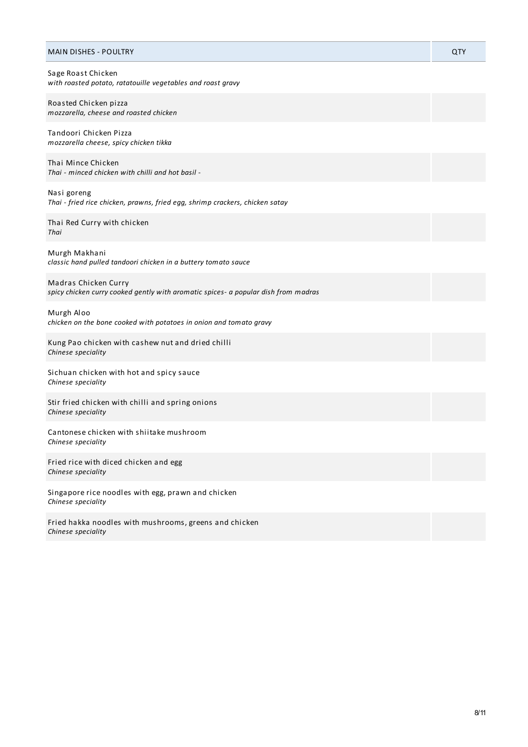| MAIN DISHES - POULTRY | QTY |
|---|---|
| Sage Roast Chicken<br>*with roasted potato, ratatouille vegetables and roast gravy* | |
| Roasted Chicken pizza<br>*mozzarella, cheese and roasted chicken* | |
| Tandoori Chicken Pizza<br>*mozzarella cheese, spicy chicken tikka* | |
| Thai Mince Chicken<br>*Thai - minced chicken with chilli and hot basil -* | |
| Nasi goreng<br>*Thai - fried rice chicken, prawns, fried egg, shrimp crackers, chicken satay* | |
| Thai Red Curry with chicken<br>*Thai* | |
| Murgh Makhani<br>*classic hand pulled tandoori chicken in a buttery tomato sauce* | |
| Madras Chicken Curry<br>*spicy chicken curry cooked gently with aromatic spices- a popular dish from madras* | |
| Murgh Aloo<br>*chicken on the bone cooked with potatoes in onion and tomato gravy* | |
| Kung Pao chicken with cashew nut and dried chilli<br>*Chinese speciality* | |
| Sichuan chicken with hot and spicy sauce<br>*Chinese speciality* | |
| Stir fried chicken with chilli and spring onions<br>*Chinese speciality* | |
| Cantonese chicken with shiitake mushroom<br>*Chinese speciality* | |
| Fried rice with diced chicken and egg<br>*Chinese speciality* | |
| Singapore rice noodles with egg, prawn and chicken<br>*Chinese speciality* | |
| Fried hakka noodles with mushrooms, greens and chicken<br>*Chinese speciality* | |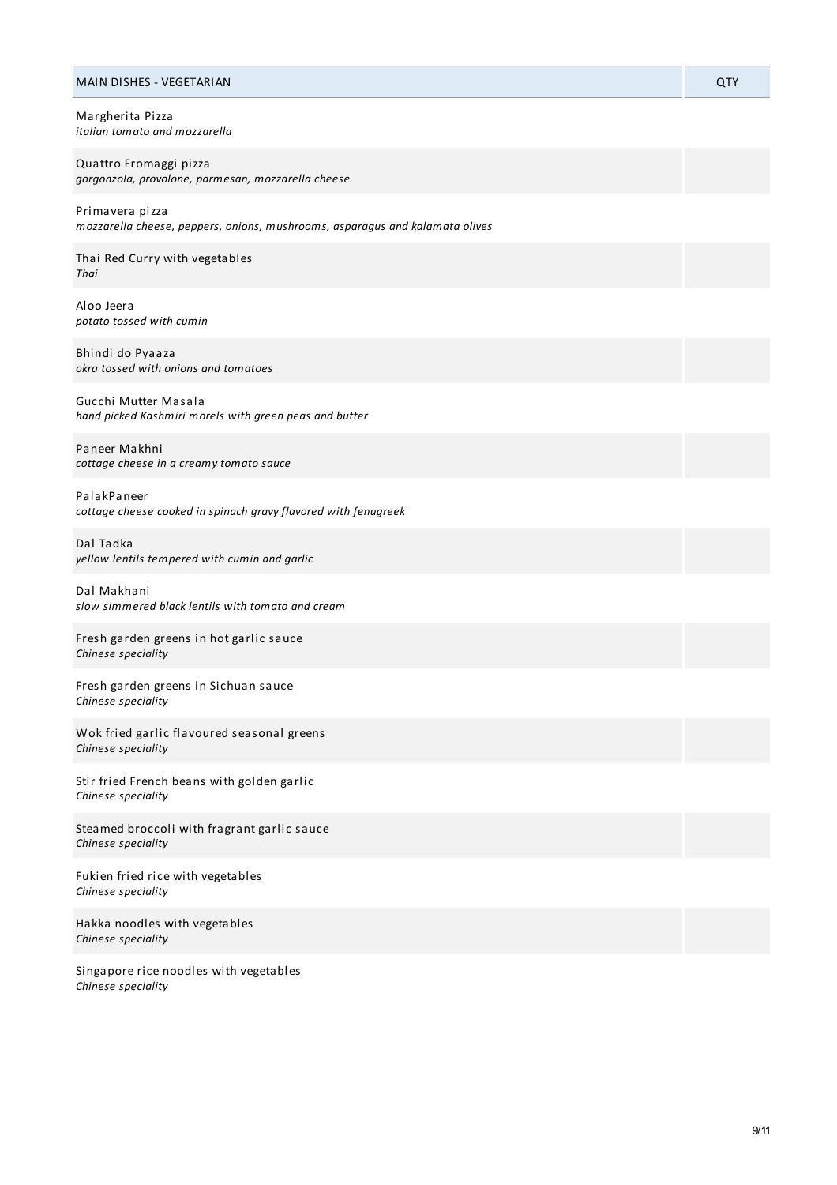| MAIN DISHES - VEGETARIAN | QTY |
| --- | --- |
| Margherita Pizza<br>*italian tomato and mozzarella* | |
| Quattro Fromaggi pizza<br>*gorgonzola, provolone, parmesan, mozzarella cheese* | |
| Primavera pizza<br>*mozzarella cheese, peppers, onions, mushrooms, asparagus and kalamata olives* | |
| Thai Red Curry with vegetables<br>*Thai* | |
| Aloo Jeera<br>*potato tossed with cumin* | |
| Bhindi do Pyaaza<br>*okra tossed with onions and tomatoes* | |
| Gucchi Mutter Masala<br>*hand picked Kashmiri morels with green peas and butter* | |
| Paneer Makhni<br>*cottage cheese in a creamy tomato sauce* | |
| PalakPaneer<br>*cottage cheese cooked in spinach gravy flavored with fenugreek* | |
| Dal Tadka<br>*yellow lentils tempered with cumin and garlic* | |
| Dal Makhani<br>*slow simmered black lentils with tomato and cream* | |
| Fresh garden greens in hot garlic sauce<br>*Chinese speciality* | |
| Fresh garden greens in Sichuan sauce<br>*Chinese speciality* | |
| Wok fried garlic flavoured seasonal greens<br>*Chinese speciality* | |
| Stir fried French beans with golden garlic<br>*Chinese speciality* | |
| Steamed broccoli with fragrant garlic sauce<br>*Chinese speciality* | |
| Fukien fried rice with vegetables<br>*Chinese speciality* | |
| Hakka noodles with vegetables<br>*Chinese speciality* | |
| Singapore rice noodles with vegetables<br>*Chinese speciality* | |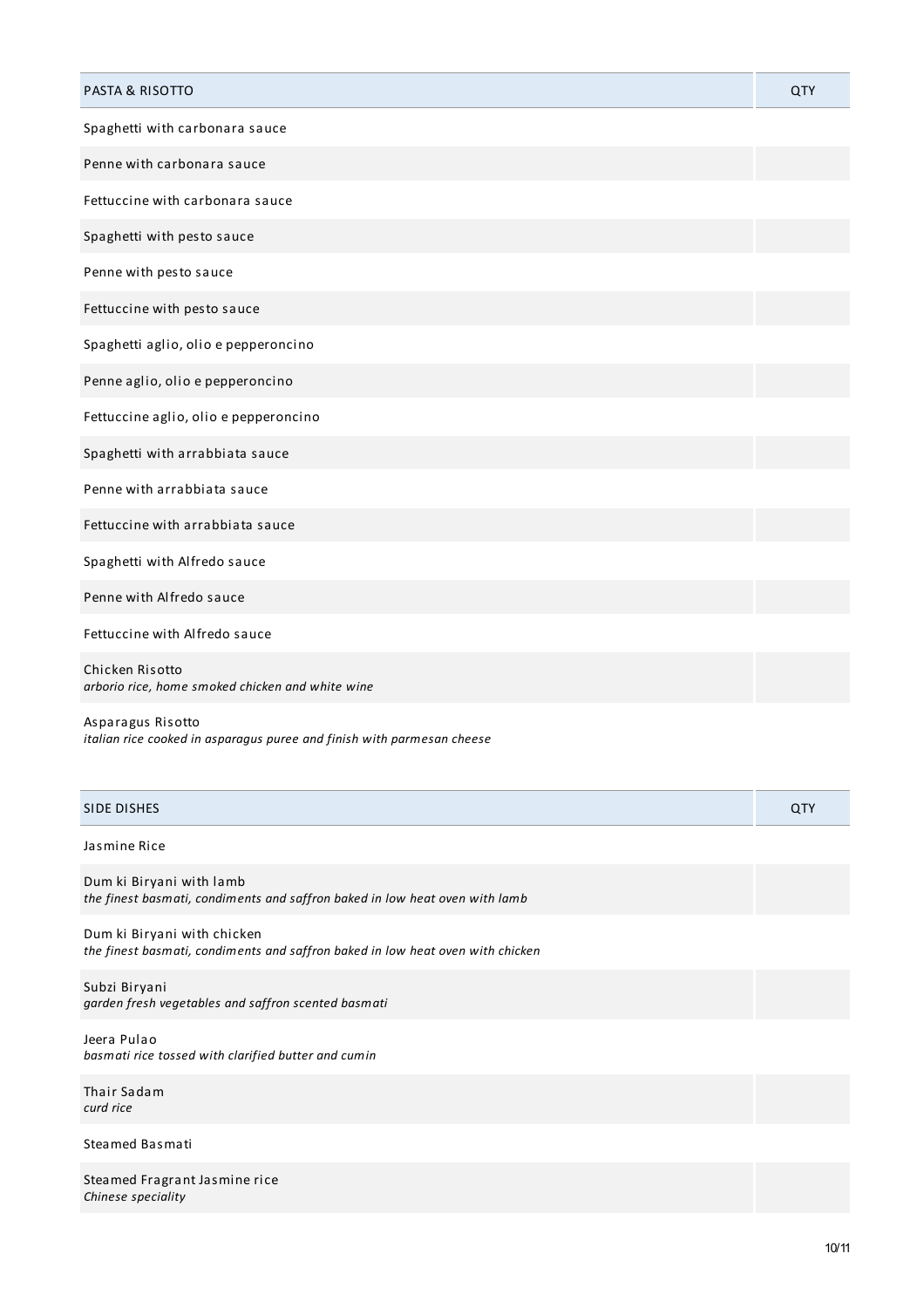| PASTA & RISOTTO | QTY |
| --- | --- |
| Spaghetti with carbonara sauce | |
| Penne with carbonara sauce | |
| Fettuccine with carbonara sauce | |
| Spaghetti with pesto sauce | |
| Penne with pesto sauce | |
| Fettuccine with pesto sauce | |
| Spaghetti aglio, olio e pepperoncino | |
| Penne aglio, olio e pepperoncino | |
| Fettuccine aglio, olio e pepperoncino | |
| Spaghetti with arrabbiata sauce | |
| Penne with arrabbiata sauce | |
| Fettuccine with arrabbiata sauce | |
| Spaghetti with Alfredo sauce | |
| Penne with Alfredo sauce | |
| Fettuccine with Alfredo sauce | |
| Chicken Risotto<br>*arborio rice, home smoked chicken and white wine* | |
| Asparagus Risotto<br>*italian rice cooked in asparagus puree and finish with parmesan cheese* | |

| SIDE DISHES | QTY |
| --- | --- |
| Jasmine Rice | |
| Dum ki Biryani with lamb<br>*the finest basmati, condiments and saffron baked in low heat oven with lamb* | |
| Dum ki Biryani with chicken<br>*the finest basmati, condiments and saffron baked in low heat oven with chicken* | |
| Subzi Biryani<br>*garden fresh vegetables and saffron scented basmati* | |
| Jeera Pulao<br>*basmati rice tossed with clarified butter and cumin* | |
| Thair Sadam<br>*curd rice* | |
| Steamed Basmati | |
| Steamed Fragrant Jasmine rice<br>*Chinese speciality* | |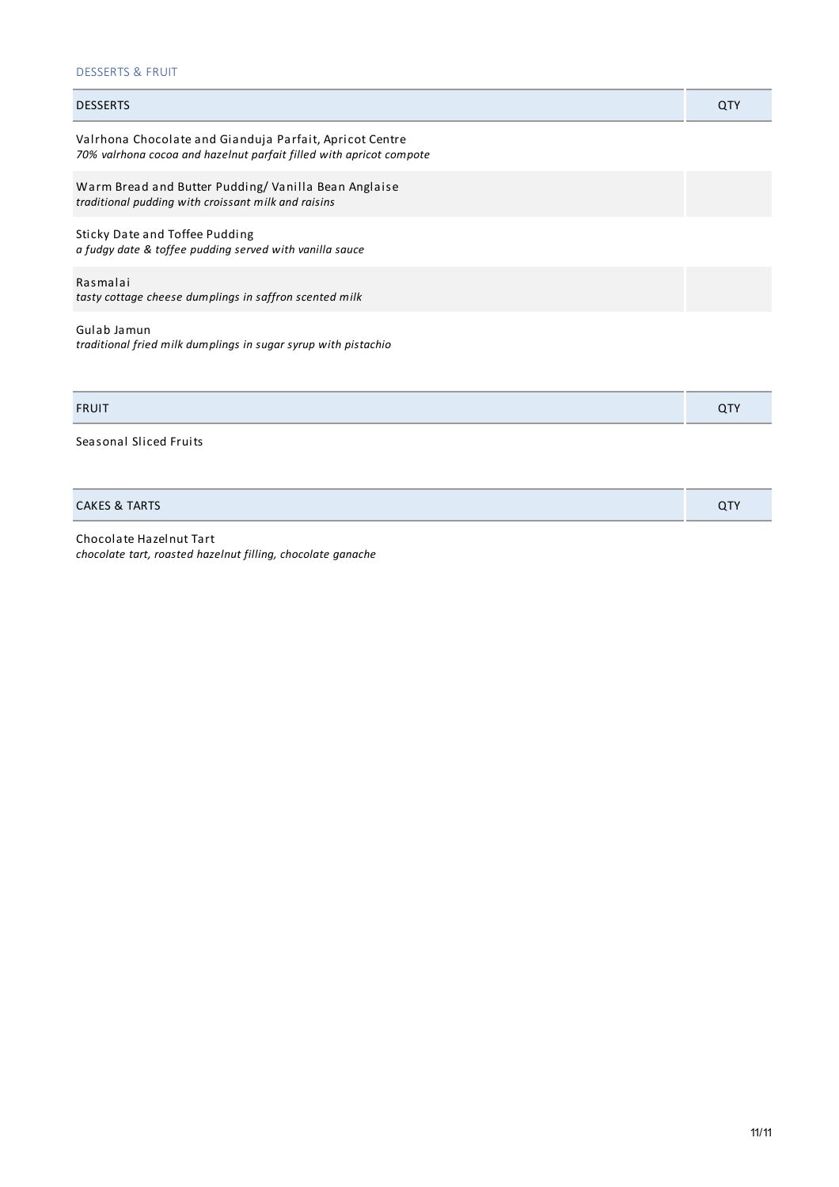## DESSERTS & FRUIT

| DESSERTS | QTY |
| --- | --- |
| Valrhona Chocolate and Gianduja Parfait, Apricot Centre<br>*70% valrhona cocoa and hazelnut parfait filled with apricot compote* | |
| Warm Bread and Butter Pudding/ Vanilla Bean Anglaise<br>*traditional pudding with croissant milk and raisins* | |
| Sticky Date and Toffee Pudding<br>*a fudgy date & toffee pudding served with vanilla sauce* | |
| Rasmalai<br>*tasty cottage cheese dumplings in saffron scented milk* | |
| Gulab Jamun<br>*traditional fried milk dumplings in sugar syrup with pistachio* | |

| FRUIT | QTY |
| --- | --- |
| Seasonal Sliced Fruits | |

| CAKES & TARTS | QTY |
| --- | --- |
| Chocolate Hazelnut Tart<br>*chocolate tart, roasted hazelnut filling, chocolate ganache* | |